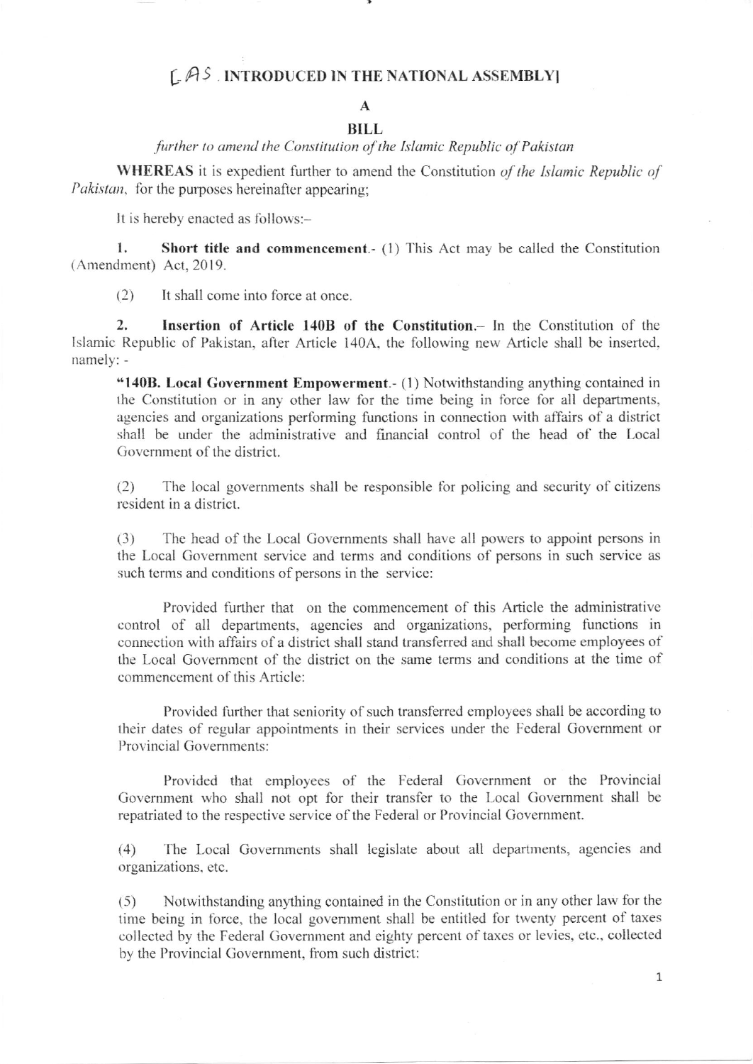[AS INTRODUCED IN THE NATIONAL ASSEMBLY]

# A

# BILL

*further to amend the Constitution of the Islamic Republic of Pakistan*

**WHEREAS** it is expedient further to amend the Constitution *of the Islamic Republic of Pakistan*, for the purposes hereinafter appearing;

It is hereby enacted as follows:–

1. **Short title and commencement**.- (1) This Act may be called the Constitution (Amendment) Act, 2019.

(2) It shall come into force at once.

2. **Insertion of Article 140B of the Constitution**.– In the Constitution of the Islamic Republic of Pakistan, after Article 140A, the following new Article shall be inserted, namely: -

**"140B. Local Government Empowerment**.- (1) Notwithstanding anything contained in the Constitution or in any other law for the time being in force for all departments, agencies and organizations performing functions in connection with affairs of a district shall be under the administrative and financial control of the head of the Local Government of the district.

(2) The local governments shall be responsible for policing and security of citizens resident in a district.

(3) The head of the Local Governments shall have all powers to appoint persons in the Local Government service and terms and conditions of persons in such service as such terms and conditions of persons in the service:

Provided further that on the commencement of this Article the administrative control of all departments, agencies and organizations, performing functions in connection with affairs of a district shall stand transferred and shall become employees of the Local Government of the district on the same terms and conditions at the time of commencement of this Article:

Provided further that seniority of such transferred employees shall be according to their dates of regular appointments in their services under the Federal Government or Provincial Governments:

Provided that employees of the Federal Government or the Provincial Government who shall not opt for their transfer to the Local Government shall be repatriated to the respective service of the Federal or Provincial Government.

(4) The Local Governments shall legislate about all departments, agencies and organizations, etc.

(5) Notwithstanding anything contained in the Constitution or in any other law for the time being in force, the local government shall be entitled for twenty percent of taxes collected by the Federal Government and eighty percent of taxes or levies, etc., collected by the Provincial Government, from such district: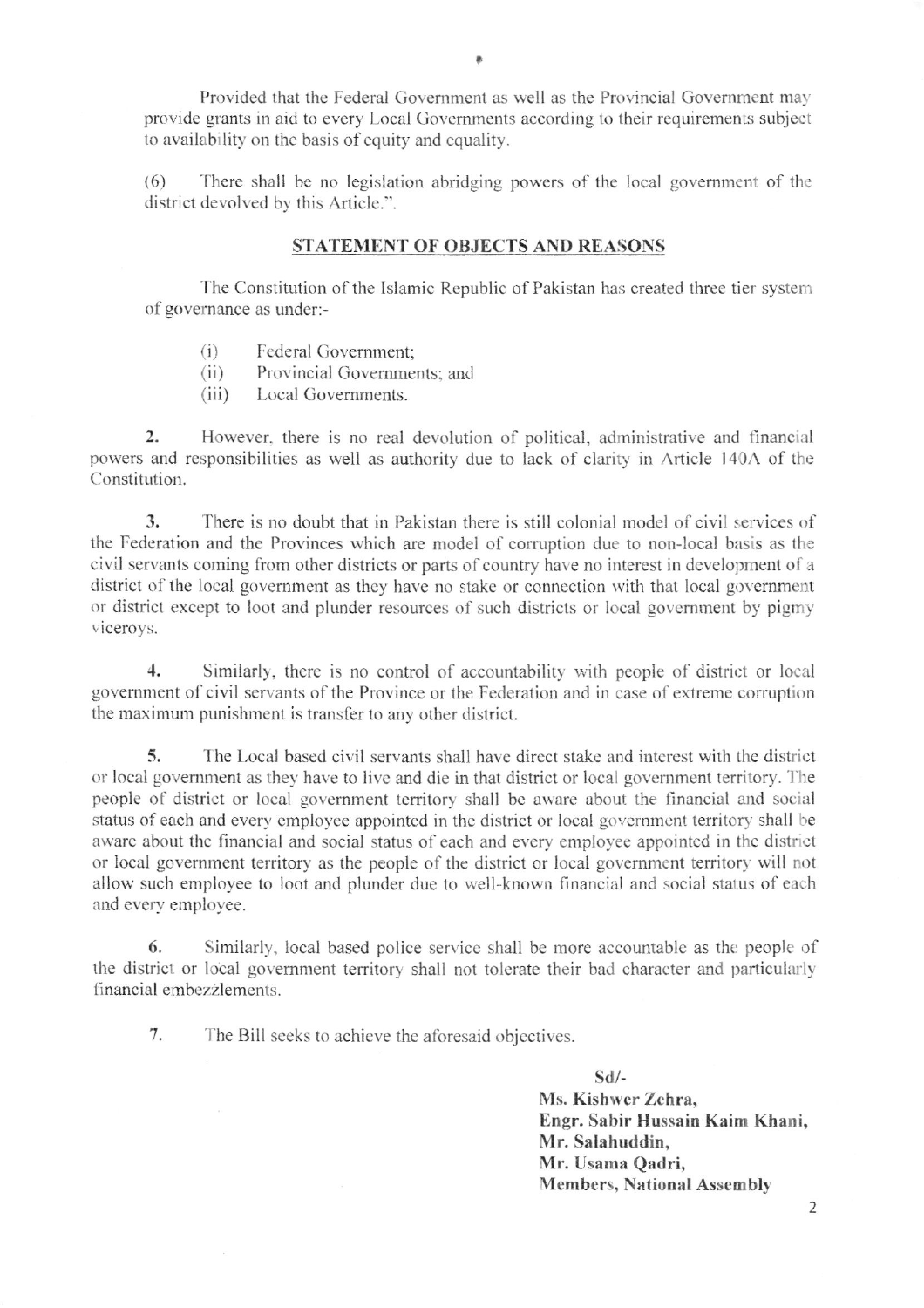Provided that the Federal Government as well as the Provincial Government may provide grants in aid to every Local Governments according to their requirements subject to availability on the basis of equity and equality.

(6) There shall be no legislation abridging powers of the local government of the district devolved by this Article.".

## STATEMENT OF OBJECTS AND REASONS

The Constitution of the Islamic Republic of Pakistan has created three tier system of governance as under:-

- (i) Federal Government;
- (ii) Provincial Governments; and
- (iii) Local Governments.

2. However, there is no real devolution of political, administrative and financial powers and responsibilities as well as authority due to lack of clarity in Article 140A of the Constitution.

3. There is no doubt that in Pakistan there is still colonial model of civil services of the Federation and the Provinces which are model of corruption due to non-local basis as the civil servants coming from other districts or parts of country have no interest in development of a district of the local government as they have no stake or connection with that local government or district except to loot and plunder resources of such districts or local government by pigmy viceroys.

4. Similarly, there is no control of accountability with people of district or local government of civil servants of the Province or the Federation and in case of extreme corruption the maximum punishment is transfer to any other district.

5. The Local based civil servants shall have direct stake and interest with the district or local government as they have to live and die in that district or local government territory. The people of district or local government territory shall be aware about the financial and social status of each and every employee appointed in the district or local government territory shall be aware about the financial and social status of each and every employee appointed in the district or local government territory as the people of the district or local government territory will not allow such employee to loot and plunder due to well-known financial and social status of each and every employee.

6. Similarly, local based police service shall be more accountable as the people of the district or local government territory shall not tolerate their bad character and particularly financial embezzlements.

7. The Bill seeks to achieve the aforesaid objectives.

**Sd/-**
**Ms. Kishwer Zehra,**
**Engr. Sabir Hussain Kaim Khani,**
**Mr. Salahuddin,**
**Mr. Usama Qadri,**
**Members, National Assembly**